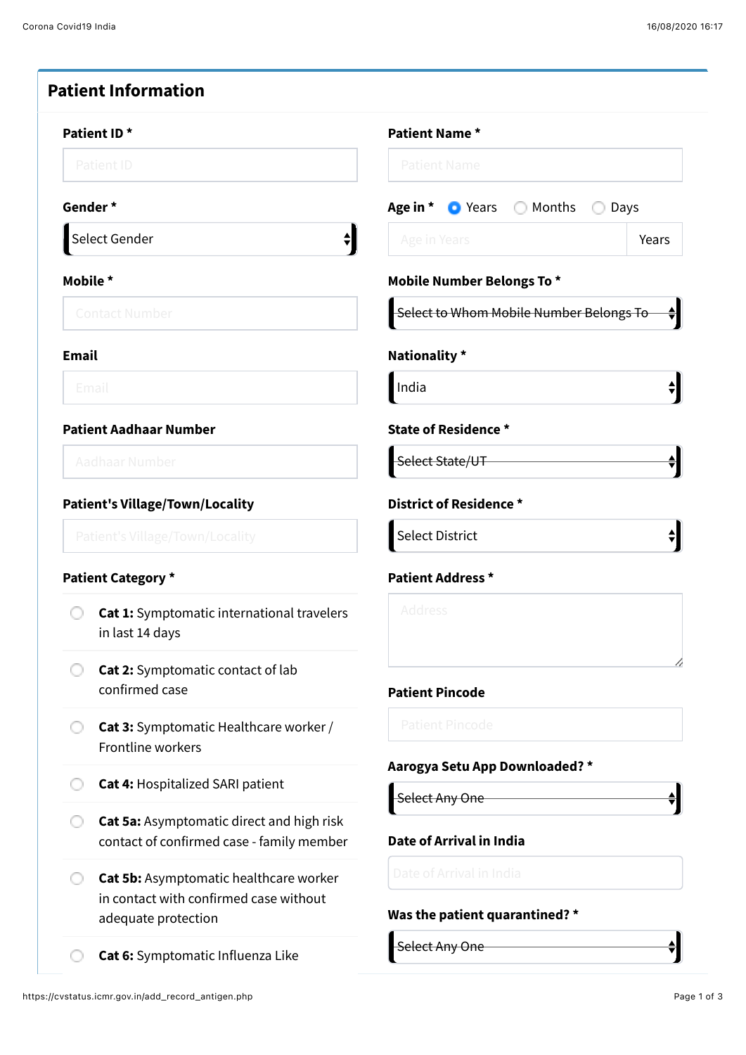## Patient Information

**Patient ID ***

Patient ID

**Patient Name ***

Patient Name

**Gender ***

Select Gender

**Age in *** ◉ Years ○ Months ○ Days

Age in Years | Years

**Mobile ***

Contact Number

**Mobile Number Belongs To ***

Select to Whom Mobile Number Belongs To

**Email**

Email

**Nationality ***

India

**Patient Aadhaar Number**

Aadhaar Number

**State of Residence ***

Select State/UT

**Patient's Village/Town/Locality**

Patient's Village/Town/Locality

**District of Residence ***

Select District

**Patient Category ***

- ○ **Cat 1:** Symptomatic international travelers in last 14 days
- ○ **Cat 2:** Symptomatic contact of lab confirmed case
- ○ **Cat 3:** Symptomatic Healthcare worker / Frontline workers
- ○ **Cat 4:** Hospitalized SARI patient
- ○ **Cat 5a:** Asymptomatic direct and high risk contact of confirmed case - family member
- ○ **Cat 5b:** Asymptomatic healthcare worker in contact with confirmed case without adequate protection
- ○ **Cat 6:** Symptomatic Influenza Like

**Patient Address ***

Address

**Patient Pincode**

Patient Pincode

**Aarogya Setu App Downloaded? ***

Select Any One

**Date of Arrival in India**

Date of Arrival in India

**Was the patient quarantined? ***

Select Any One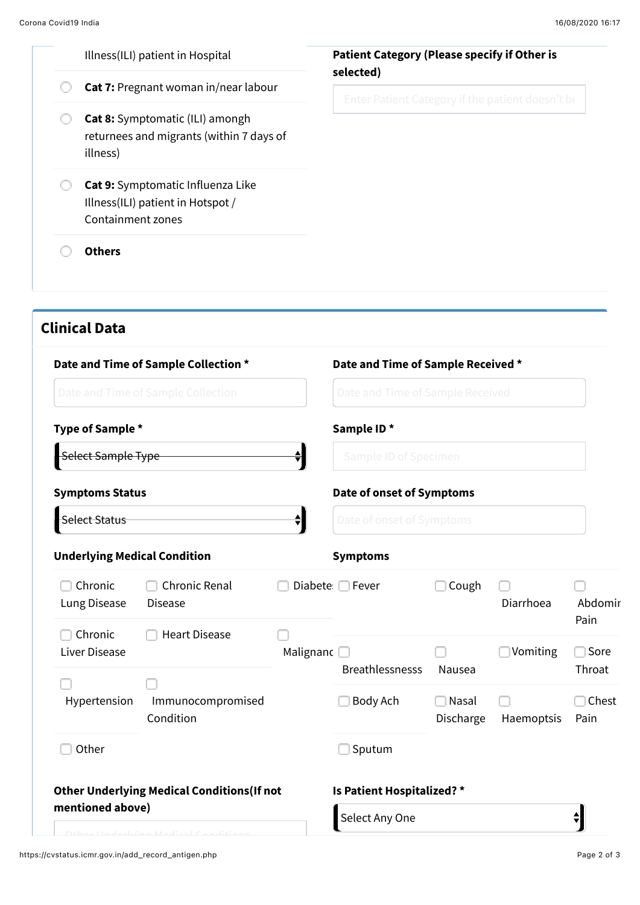Illness(ILI) patient in Hospital

- ○ **Cat 7:** Pregnant woman in/near labour
- ○ **Cat 8:** Symptomatic (ILI) amongh returnees and migrants (within 7 days of illness)
- ○ **Cat 9:** Symptomatic Influenza Like Illness(ILI) patient in Hotspot / Containment zones
- ○ **Others**

**Patient Category (Please specify if Other is selected)**

Enter Patient Category if the patient doesn't be

## Clinical Data

**Date and Time of Sample Collection ***

Date and Time of Sample Collection

**Date and Time of Sample Received ***

Date and Time of Sample Received

**Type of Sample ***

Select Sample Type

**Sample ID ***

Sample ID of Specimen

**Symptoms Status**

Select Status

**Date of onset of Symptoms**

Date of onset of Symptoms

**Underlying Medical Condition**

- ☐ Chronic Lung Disease
- ☐ Chronic Renal Disease
- ☐ Diabetes
- ☐ Chronic Liver Disease
- ☐ Heart Disease
- ☐ Malignancy
- ☐ Hypertension
- ☐ Immunocompromised Condition
- ☐ Other

**Symptoms**

- ☐ Fever
- ☐ Cough
- ☐ Diarrhoea
- ☐ Abdominal Pain
- ☐ Breathlessnesss
- ☐ Nausea
- ☐ Vomiting
- ☐ Sore Throat
- ☐ Body Ach
- ☐ Nasal Discharge
- ☐ Haemoptsis
- ☐ Chest Pain
- ☐ Sputum

**Other Underlying Medical Conditions(If not mentioned above)**

Other Underlying Medical Conditions

**Is Patient Hospitalized? ***

Select Any One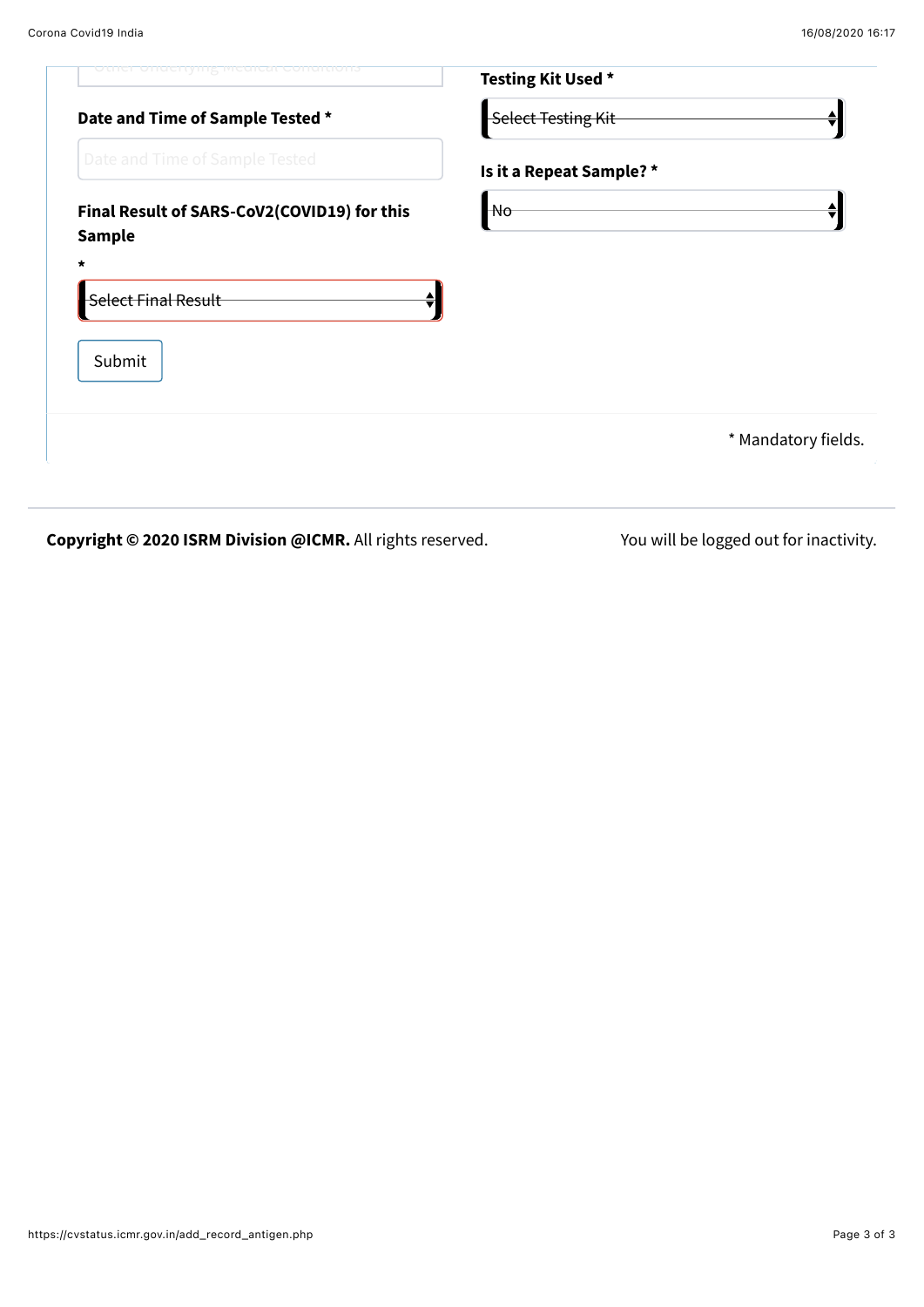Other Underlying Medical Conditions

**Date and Time of Sample Tested ***

Date and Time of Sample Tested

**Final Result of SARS-CoV2(COVID19) for this Sample**

*****

Select Final Result

Submit

**Testing Kit Used ***

Select Testing Kit

**Is it a Repeat Sample? ***

No

* Mandatory fields.

**Copyright © 2020 ISRM Division @ICMR.** All rights reserved.

You will be logged out for inactivity.